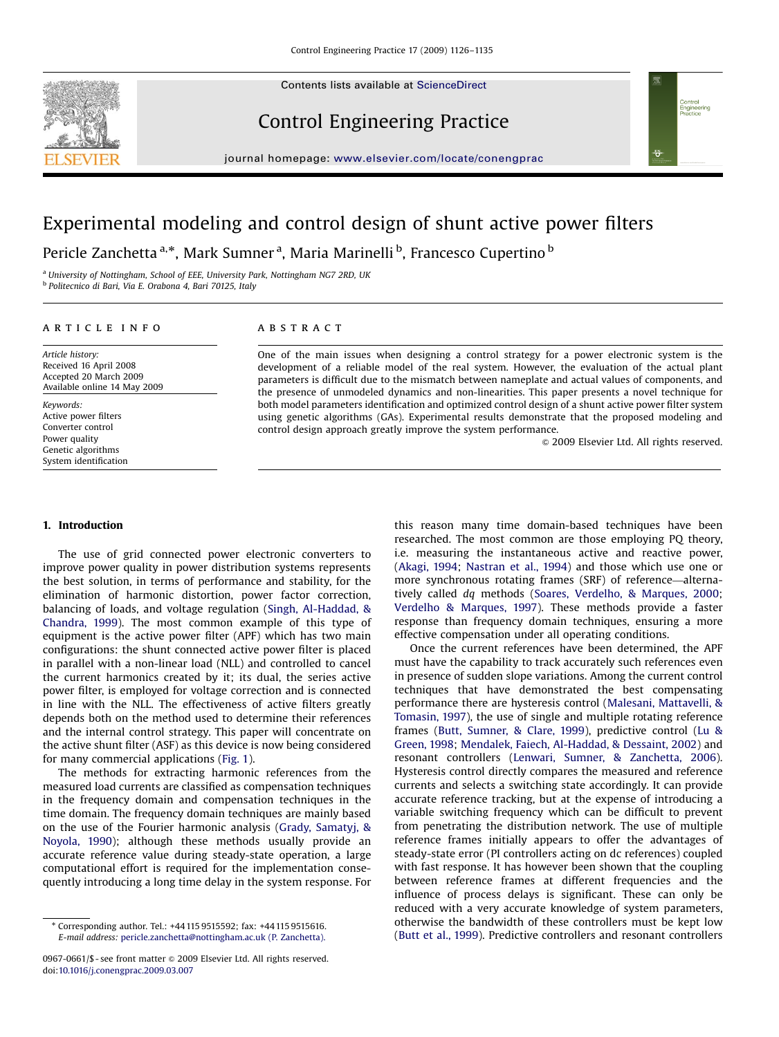# Experimental modeling and control design of shunt active power filters

Pericle Zanchetta [a,*], Mark Sumner [a], Maria Marinelli [b], Francesco Cupertino [b]

[a] University of Nottingham, School of EEE, University Park, Nottingham NG7 2RD, UK
[b] Politecnico di Bari, Via E. Orabona 4, Bari 70125, Italy

## ARTICLE INFO

*Article history:*
Received 16 April 2008
Accepted 20 March 2009
Available online 14 May 2009

*Keywords:*
Active power filters
Converter control
Power quality
Genetic algorithms
System identification

## ABSTRACT

One of the main issues when designing a control strategy for a power electronic system is the development of a reliable model of the real system. However, the evaluation of the actual plant parameters is difficult due to the mismatch between nameplate and actual values of components, and the presence of unmodeled dynamics and non-linearities. This paper presents a novel technique for both model parameters identification and optimized control design of a shunt active power filter system using genetic algorithms (GAs). Experimental results demonstrate that the proposed modeling and control design approach greatly improve the system performance.

© 2009 Elsevier Ltd. All rights reserved.

## 1. Introduction

The use of grid connected power electronic converters to improve power quality in power distribution systems represents the best solution, in terms of performance and stability, for the elimination of harmonic distortion, power factor correction, balancing of loads, and voltage regulation (Singh, Al-Haddad, & Chandra, 1999). The most common example of this type of equipment is the active power filter (APF) which has two main configurations: the shunt connected active power filter is placed in parallel with a non-linear load (NLL) and controlled to cancel the current harmonics created by it; its dual, the series active power filter, is employed for voltage correction and is connected in line with the NLL. The effectiveness of active filters greatly depends both on the method used to determine their references and the internal control strategy. This paper will concentrate on the active shunt filter (ASF) as this device is now being considered for many commercial applications (Fig. 1).

The methods for extracting harmonic references from the measured load currents are classified as compensation techniques in the frequency domain and compensation techniques in the time domain. The frequency domain techniques are mainly based on the use of the Fourier harmonic analysis (Grady, Samatyj, & Noyola, 1990); although these methods usually provide an accurate reference value during steady-state operation, a large computational effort is required for the implementation consequently introducing a long time delay in the system response. For this reason many time domain-based techniques have been researched. The most common are those employing PQ theory, i.e. measuring the instantaneous active and reactive power, (Akagi, 1994; Nastran et al., 1994) and those which use one or more synchronous rotating frames (SRF) of reference—alternatively called *dq* methods (Soares, Verdelho, & Marques, 2000; Verdelho & Marques, 1997). These methods provide a faster response than frequency domain techniques, ensuring a more effective compensation under all operating conditions.

Once the current references have been determined, the APF must have the capability to track accurately such references even in presence of sudden slope variations. Among the current control techniques that have demonstrated the best compensating performance there are hysteresis control (Malesani, Mattavelli, & Tomasin, 1997), the use of single and multiple rotating reference frames (Butt, Sumner, & Clare, 1999), predictive control (Lu & Green, 1998; Mendalek, Faiech, Al-Haddad, & Dessaint, 2002) and resonant controllers (Lenwari, Sumner, & Zanchetta, 2006). Hysteresis control directly compares the measured and reference currents and selects a switching state accordingly. It can provide accurate reference tracking, but at the expense of introducing a variable switching frequency which can be difficult to prevent from penetrating the distribution network. The use of multiple reference frames initially appears to offer the advantages of steady-state error (PI controllers acting on dc references) coupled with fast response. It has however been shown that the coupling between reference frames at different frequencies and the influence of process delays is significant. These can only be reduced with a very accurate knowledge of system parameters, otherwise the bandwidth of these controllers must be kept low (Butt et al., 1999). Predictive controllers and resonant controllers

* Corresponding author. Tel.: +44 115 9515592; fax: +44 115 9515616.
*E-mail address:* pericle.zanchetta@nottingham.ac.uk (P. Zanchetta).

0967-0661/$ - see front matter © 2009 Elsevier Ltd. All rights reserved.
doi:10.1016/j.conengprac.2009.03.007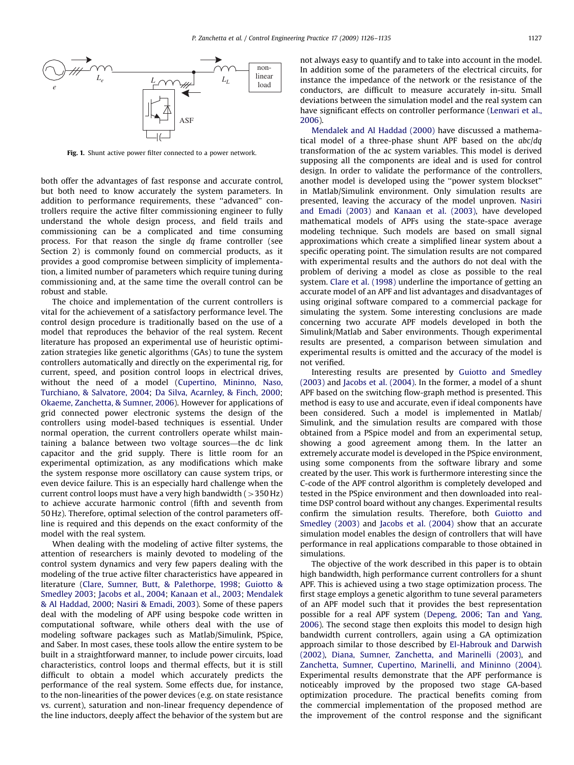e

$L_e$

$L$

$L_L$

non-linear load

ASF

**Fig. 1.** Shunt active power filter connected to a power network.

both offer the advantages of fast response and accurate control, but both need to know accurately the system parameters. In addition to performance requirements, these ‘‘advanced’’ controllers require the active filter commissioning engineer to fully understand the whole design process, and field trails and commissioning can be a complicated and time consuming process. For that reason the single *dq* frame controller (see Section 2) is commonly found on commercial products, as it provides a good compromise between simplicity of implementation, a limited number of parameters which require tuning during commissioning and, at the same time the overall control can be robust and stable.

The choice and implementation of the current controllers is vital for the achievement of a satisfactory performance level. The control design procedure is traditionally based on the use of a model that reproduces the behavior of the real system. Recent literature has proposed an experimental use of heuristic optimization strategies like genetic algorithms (GAs) to tune the system controllers automatically and directly on the experimental rig, for current, speed, and position control loops in electrical drives, without the need of a model (Cupertino, Mininno, Naso, Turchiano, & Salvatore, 2004; Da Silva, Acarnley, & Finch, 2000; Okaeme, Zanchetta, & Sumner, 2006). However for applications of grid connected power electronic systems the design of the controllers using model-based techniques is essential. Under normal operation, the current controllers operate whilst maintaining a balance between two voltage sources—the dc link capacitor and the grid supply. There is little room for an experimental optimization, as any modifications which make the system response more oscillatory can cause system trips, or even device failure. This is an especially hard challenge when the current control loops must have a very high bandwidth (>350 Hz) to achieve accurate harmonic control (fifth and seventh from 50 Hz). Therefore, optimal selection of the control parameters off-line is required and this depends on the exact conformity of the model with the real system.

When dealing with the modeling of active filter systems, the attention of researchers is mainly devoted to modeling of the control system dynamics and very few papers dealing with the modeling of the true active filter characteristics have appeared in literature (Clare, Sumner, Butt, & Palethorpe, 1998; Guiotto & Smedley 2003; Jacobs et al., 2004; Kanaan et al., 2003; Mendalek & Al Haddad, 2000; Nasiri & Emadi, 2003). Some of these papers deal with the modeling of APF using bespoke code written in computational software, while others deal with the use of modeling software packages such as Matlab/Simulink, PSpice, and Saber. In most cases, these tools allow the entire system to be built in a straightforward manner, to include power circuits, load characteristics, control loops and thermal effects, but it is still difficult to obtain a model which accurately predicts the performance of the real system. Some effects due, for instance, to the non-linearities of the power devices (e.g. on state resistance vs. current), saturation and non-linear frequency dependence of the line inductors, deeply affect the behavior of the system but are not always easy to quantify and to take into account in the model. In addition some of the parameters of the electrical circuits, for instance the impedance of the network or the resistance of the conductors, are difficult to measure accurately in-situ. Small deviations between the simulation model and the real system can have significant effects on controller performance (Lenwari et al., 2006).

Mendalek and Al Haddad (2000) have discussed a mathematical model of a three-phase shunt APF based on the *abc/dq* transformation of the ac system variables. This model is derived supposing all the components are ideal and is used for control design. In order to validate the performance of the controllers, another model is developed using the ‘‘power system blockset’’ in Matlab/Simulink environment. Only simulation results are presented, leaving the accuracy of the model unproven. Nasiri and Emadi (2003) and Kanaan et al. (2003), have developed mathematical models of APFs using the state-space average modeling technique. Such models are based on small signal approximations which create a simplified linear system about a specific operating point. The simulation results are not compared with experimental results and the authors do not deal with the problem of deriving a model as close as possible to the real system. Clare et al. (1998) underline the importance of getting an accurate model of an APF and list advantages and disadvantages of using original software compared to a commercial package for simulating the system. Some interesting conclusions are made concerning two accurate APF models developed in both the Simulink/Matlab and Saber environments. Though experimental results are presented, a comparison between simulation and experimental results is omitted and the accuracy of the model is not verified.

Interesting results are presented by Guiotto and Smedley (2003) and Jacobs et al. (2004). In the former, a model of a shunt APF based on the switching flow-graph method is presented. This method is easy to use and accurate, even if ideal components have been considered. Such a model is implemented in Matlab/Simulink, and the simulation results are compared with those obtained from a PSpice model and from an experimental setup, showing a good agreement among them. In the latter an extremely accurate model is developed in the PSpice environment, using some components from the software library and some created by the user. This work is furthermore interesting since the C-code of the APF control algorithm is completely developed and tested in the PSpice environment and then downloaded into real-time DSP control board without any changes. Experimental results confirm the simulation results. Therefore, both Guiotto and Smedley (2003) and Jacobs et al. (2004) show that an accurate simulation model enables the design of controllers that will have performance in real applications comparable to those obtained in simulations.

The objective of the work described in this paper is to obtain high bandwidth, high performance current controllers for a shunt APF. This is achieved using a two stage optimization process. The first stage employs a genetic algorithm to tune several parameters of an APF model such that it provides the best representation possible for a real APF system (Depeng, 2006; Tan and Yang, 2006). The second stage then exploits this model to design high bandwidth current controllers, again using a GA optimization approach similar to those described by El-Habrouk and Darwish (2002), Diana, Sumner, Zanchetta, and Marinelli (2003), and Zanchetta, Sumner, Cupertino, Marinelli, and Mininno (2004). Experimental results demonstrate that the APF performance is noticeably improved by the proposed two stage GA-based optimization procedure. The practical benefits coming from the commercial implementation of the proposed method are the improvement of the control response and the significant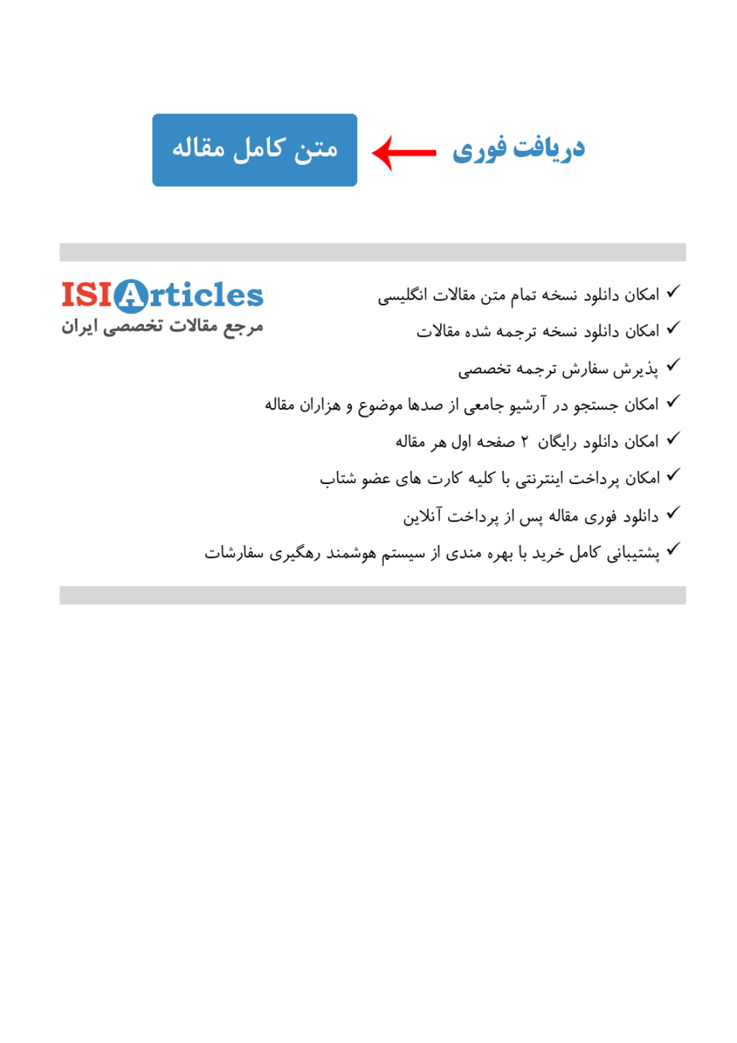دریافت فوری ← **متن کامل مقاله**

ISIArticles
مرجع مقالات تخصصی ایران

- ✓ امکان دانلود نسخه تمام متن مقالات انگلیسی
- ✓ امکان دانلود نسخه ترجمه شده مقالات
- ✓ پذیرش سفارش ترجمه تخصصی
- ✓ امکان جستجو در آرشیو جامعی از صدها موضوع و هزاران مقاله
- ✓ امکان دانلود رایگان ۲ صفحه اول هر مقاله
- ✓ امکان پرداخت اینترنتی با کلیه کارت های عضو شتاب
- ✓ دانلود فوری مقاله پس از پرداخت آنلاین
- ✓ پشتیبانی کامل خرید با بهره مندی از سیستم هوشمند رهگیری سفارشات